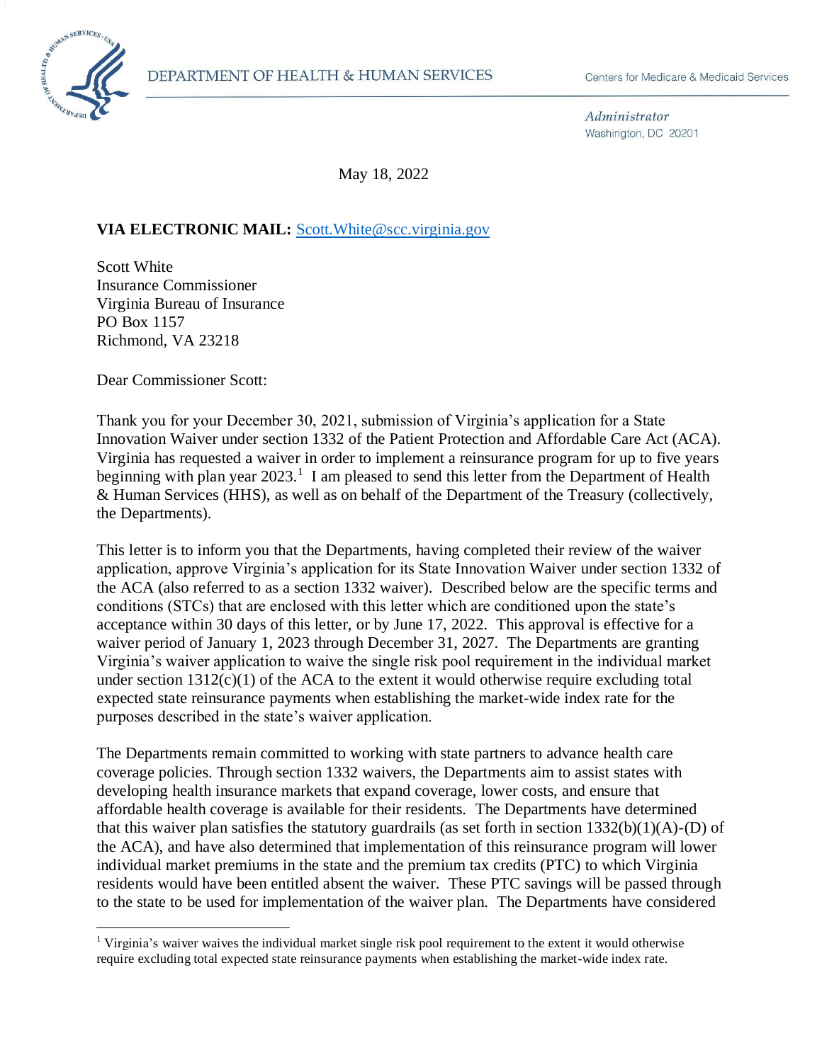DEPARTMENT OF HEALTH & HUMAN SERVICES

Centers for Medicare & Medicaid Services

*Administrator*
Washington, DC 20201

May 18, 2022

**VIA ELECTRONIC MAIL:** Scott.White@scc.virginia.gov

Scott White
Insurance Commissioner
Virginia Bureau of Insurance
PO Box 1157
Richmond, VA 23218

Dear Commissioner Scott:

Thank you for your December 30, 2021, submission of Virginia's application for a State Innovation Waiver under section 1332 of the Patient Protection and Affordable Care Act (ACA). Virginia has requested a waiver in order to implement a reinsurance program for up to five years beginning with plan year 2023.[1] I am pleased to send this letter from the Department of Health & Human Services (HHS), as well as on behalf of the Department of the Treasury (collectively, the Departments).

This letter is to inform you that the Departments, having completed their review of the waiver application, approve Virginia's application for its State Innovation Waiver under section 1332 of the ACA (also referred to as a section 1332 waiver). Described below are the specific terms and conditions (STCs) that are enclosed with this letter which are conditioned upon the state's acceptance within 30 days of this letter, or by June 17, 2022. This approval is effective for a waiver period of January 1, 2023 through December 31, 2027. The Departments are granting Virginia's waiver application to waive the single risk pool requirement in the individual market under section 1312(c)(1) of the ACA to the extent it would otherwise require excluding total expected state reinsurance payments when establishing the market-wide index rate for the purposes described in the state's waiver application.

The Departments remain committed to working with state partners to advance health care coverage policies. Through section 1332 waivers, the Departments aim to assist states with developing health insurance markets that expand coverage, lower costs, and ensure that affordable health coverage is available for their residents. The Departments have determined that this waiver plan satisfies the statutory guardrails (as set forth in section 1332(b)(1)(A)-(D) of the ACA), and have also determined that implementation of this reinsurance program will lower individual market premiums in the state and the premium tax credits (PTC) to which Virginia residents would have been entitled absent the waiver. These PTC savings will be passed through to the state to be used for implementation of the waiver plan. The Departments have considered

[1] Virginia's waiver waives the individual market single risk pool requirement to the extent it would otherwise require excluding total expected state reinsurance payments when establishing the market-wide index rate.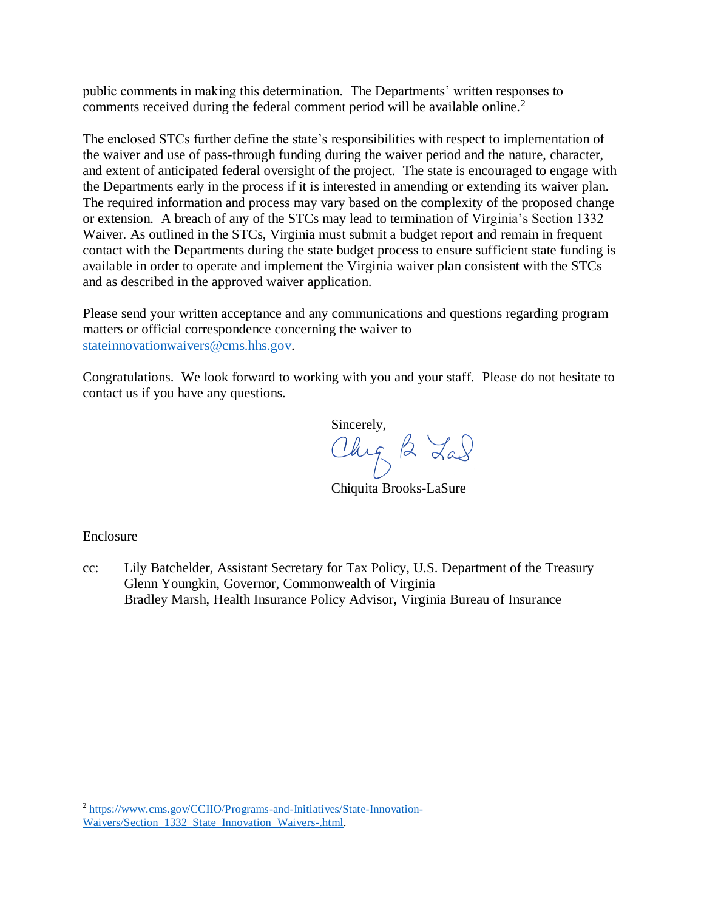public comments in making this determination. The Departments' written responses to comments received during the federal comment period will be available online.[2]

The enclosed STCs further define the state's responsibilities with respect to implementation of the waiver and use of pass-through funding during the waiver period and the nature, character, and extent of anticipated federal oversight of the project. The state is encouraged to engage with the Departments early in the process if it is interested in amending or extending its waiver plan. The required information and process may vary based on the complexity of the proposed change or extension. A breach of any of the STCs may lead to termination of Virginia's Section 1332 Waiver. As outlined in the STCs, Virginia must submit a budget report and remain in frequent contact with the Departments during the state budget process to ensure sufficient state funding is available in order to operate and implement the Virginia waiver plan consistent with the STCs and as described in the approved waiver application.

Please send your written acceptance and any communications and questions regarding program matters or official correspondence concerning the waiver to stateinnovationwaivers@cms.hhs.gov.

Congratulations. We look forward to working with you and your staff. Please do not hesitate to contact us if you have any questions.

Sincerely,

Chiquita Brooks-LaSure

Enclosure

cc: Lily Batchelder, Assistant Secretary for Tax Policy, U.S. Department of the Treasury
Glenn Youngkin, Governor, Commonwealth of Virginia
Bradley Marsh, Health Insurance Policy Advisor, Virginia Bureau of Insurance

---

[2] https://www.cms.gov/CCIIO/Programs-and-Initiatives/State-Innovation-Waivers/Section_1332_State_Innovation_Waivers-.html.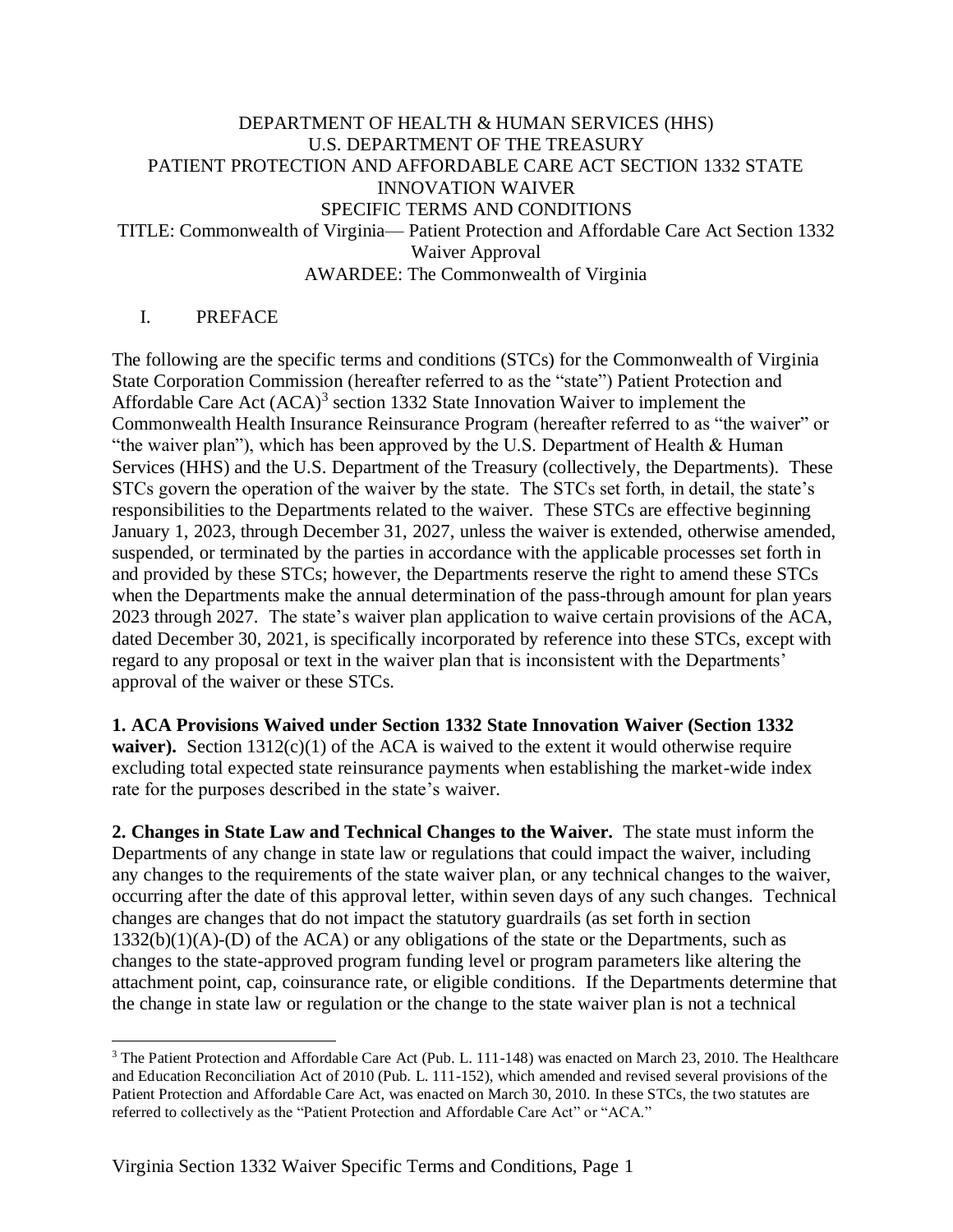DEPARTMENT OF HEALTH & HUMAN SERVICES (HHS)
U.S. DEPARTMENT OF THE TREASURY
PATIENT PROTECTION AND AFFORDABLE CARE ACT SECTION 1332 STATE INNOVATION WAIVER
SPECIFIC TERMS AND CONDITIONS
TITLE: Commonwealth of Virginia— Patient Protection and Affordable Care Act Section 1332 Waiver Approval
AWARDEE: The Commonwealth of Virginia

## I. PREFACE

The following are the specific terms and conditions (STCs) for the Commonwealth of Virginia State Corporation Commission (hereafter referred to as the "state") Patient Protection and Affordable Care Act (ACA)[3] section 1332 State Innovation Waiver to implement the Commonwealth Health Insurance Reinsurance Program (hereafter referred to as "the waiver" or "the waiver plan"), which has been approved by the U.S. Department of Health & Human Services (HHS) and the U.S. Department of the Treasury (collectively, the Departments). These STCs govern the operation of the waiver by the state. The STCs set forth, in detail, the state's responsibilities to the Departments related to the waiver. These STCs are effective beginning January 1, 2023, through December 31, 2027, unless the waiver is extended, otherwise amended, suspended, or terminated by the parties in accordance with the applicable processes set forth in and provided by these STCs; however, the Departments reserve the right to amend these STCs when the Departments make the annual determination of the pass-through amount for plan years 2023 through 2027. The state's waiver plan application to waive certain provisions of the ACA, dated December 30, 2021, is specifically incorporated by reference into these STCs, except with regard to any proposal or text in the waiver plan that is inconsistent with the Departments' approval of the waiver or these STCs.

**1. ACA Provisions Waived under Section 1332 State Innovation Waiver (Section 1332 waiver).** Section 1312(c)(1) of the ACA is waived to the extent it would otherwise require excluding total expected state reinsurance payments when establishing the market-wide index rate for the purposes described in the state's waiver.

**2. Changes in State Law and Technical Changes to the Waiver.** The state must inform the Departments of any change in state law or regulations that could impact the waiver, including any changes to the requirements of the state waiver plan, or any technical changes to the waiver, occurring after the date of this approval letter, within seven days of any such changes. Technical changes are changes that do not impact the statutory guardrails (as set forth in section 1332(b)(1)(A)-(D) of the ACA) or any obligations of the state or the Departments, such as changes to the state-approved program funding level or program parameters like altering the attachment point, cap, coinsurance rate, or eligible conditions. If the Departments determine that the change in state law or regulation or the change to the state waiver plan is not a technical

[3] The Patient Protection and Affordable Care Act (Pub. L. 111-148) was enacted on March 23, 2010. The Healthcare and Education Reconciliation Act of 2010 (Pub. L. 111-152), which amended and revised several provisions of the Patient Protection and Affordable Care Act, was enacted on March 30, 2010. In these STCs, the two statutes are referred to collectively as the "Patient Protection and Affordable Care Act" or "ACA."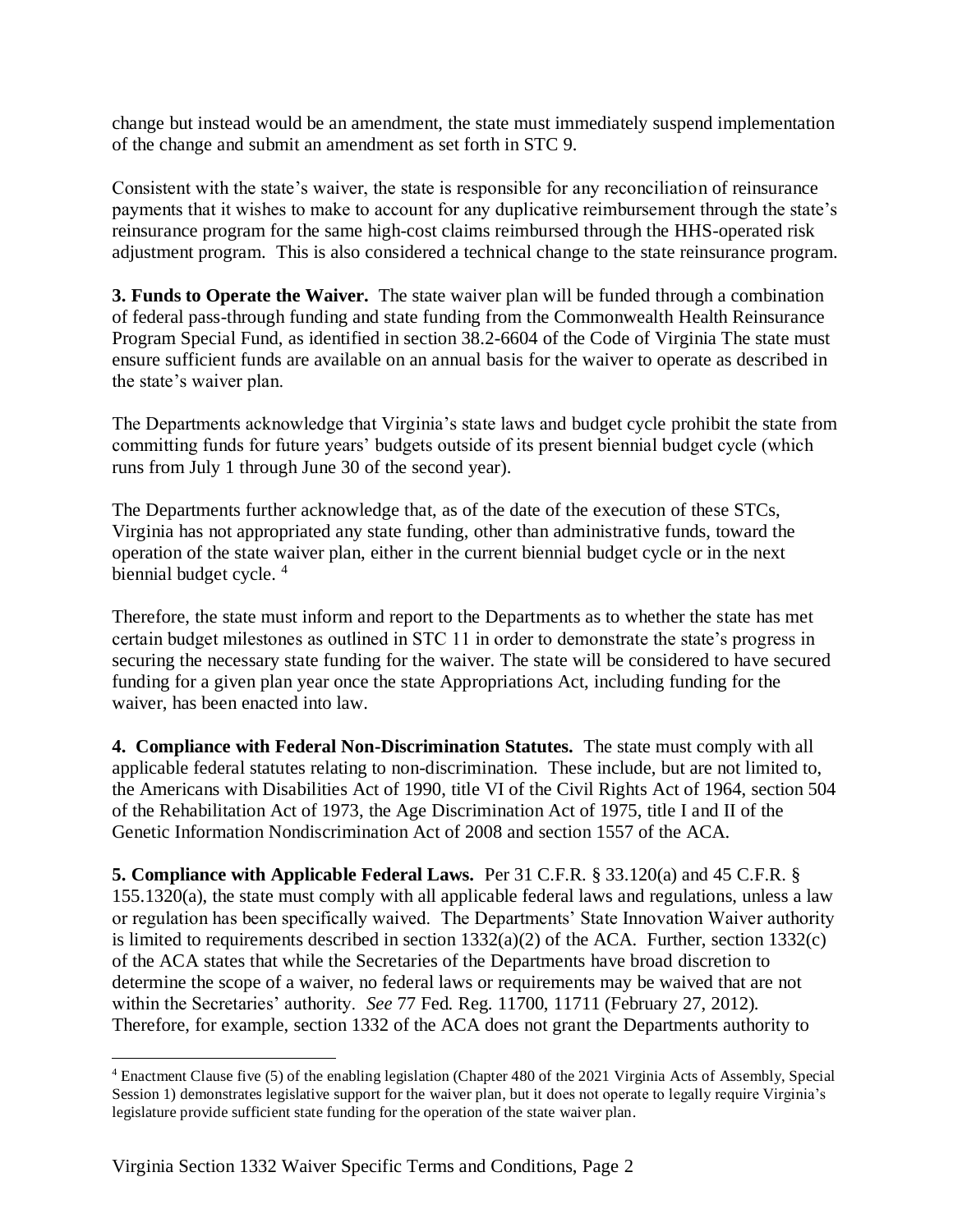change but instead would be an amendment, the state must immediately suspend implementation of the change and submit an amendment as set forth in STC 9.

Consistent with the state's waiver, the state is responsible for any reconciliation of reinsurance payments that it wishes to make to account for any duplicative reimbursement through the state's reinsurance program for the same high-cost claims reimbursed through the HHS-operated risk adjustment program. This is also considered a technical change to the state reinsurance program.

**3. Funds to Operate the Waiver.** The state waiver plan will be funded through a combination of federal pass-through funding and state funding from the Commonwealth Health Reinsurance Program Special Fund, as identified in section 38.2-6604 of the Code of Virginia The state must ensure sufficient funds are available on an annual basis for the waiver to operate as described in the state's waiver plan.

The Departments acknowledge that Virginia's state laws and budget cycle prohibit the state from committing funds for future years' budgets outside of its present biennial budget cycle (which runs from July 1 through June 30 of the second year).

The Departments further acknowledge that, as of the date of the execution of these STCs, Virginia has not appropriated any state funding, other than administrative funds, toward the operation of the state waiver plan, either in the current biennial budget cycle or in the next biennial budget cycle. [4]

Therefore, the state must inform and report to the Departments as to whether the state has met certain budget milestones as outlined in STC 11 in order to demonstrate the state's progress in securing the necessary state funding for the waiver. The state will be considered to have secured funding for a given plan year once the state Appropriations Act, including funding for the waiver, has been enacted into law.

**4. Compliance with Federal Non-Discrimination Statutes.** The state must comply with all applicable federal statutes relating to non-discrimination. These include, but are not limited to, the Americans with Disabilities Act of 1990, title VI of the Civil Rights Act of 1964, section 504 of the Rehabilitation Act of 1973, the Age Discrimination Act of 1975, title I and II of the Genetic Information Nondiscrimination Act of 2008 and section 1557 of the ACA.

**5. Compliance with Applicable Federal Laws.** Per 31 C.F.R. § 33.120(a) and 45 C.F.R. § 155.1320(a), the state must comply with all applicable federal laws and regulations, unless a law or regulation has been specifically waived. The Departments' State Innovation Waiver authority is limited to requirements described in section 1332(a)(2) of the ACA. Further, section 1332(c) of the ACA states that while the Secretaries of the Departments have broad discretion to determine the scope of a waiver, no federal laws or requirements may be waived that are not within the Secretaries' authority. *See* 77 Fed. Reg. 11700, 11711 (February 27, 2012). Therefore, for example, section 1332 of the ACA does not grant the Departments authority to

[4] Enactment Clause five (5) of the enabling legislation (Chapter 480 of the 2021 Virginia Acts of Assembly, Special Session 1) demonstrates legislative support for the waiver plan, but it does not operate to legally require Virginia's legislature provide sufficient state funding for the operation of the state waiver plan.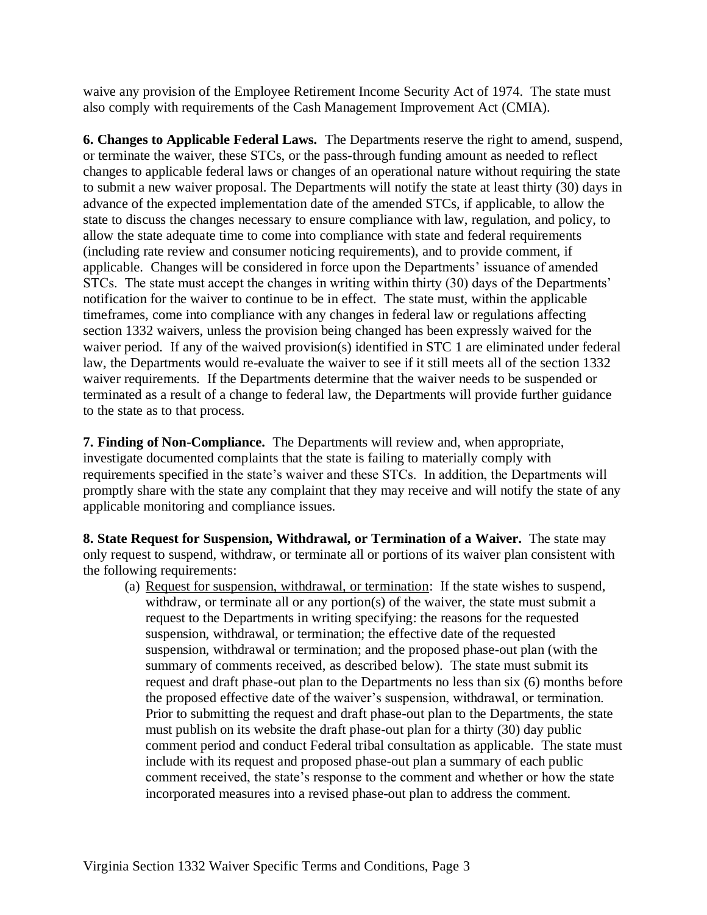waive any provision of the Employee Retirement Income Security Act of 1974. The state must also comply with requirements of the Cash Management Improvement Act (CMIA).

**6. Changes to Applicable Federal Laws.** The Departments reserve the right to amend, suspend, or terminate the waiver, these STCs, or the pass-through funding amount as needed to reflect changes to applicable federal laws or changes of an operational nature without requiring the state to submit a new waiver proposal. The Departments will notify the state at least thirty (30) days in advance of the expected implementation date of the amended STCs, if applicable, to allow the state to discuss the changes necessary to ensure compliance with law, regulation, and policy, to allow the state adequate time to come into compliance with state and federal requirements (including rate review and consumer noticing requirements), and to provide comment, if applicable. Changes will be considered in force upon the Departments' issuance of amended STCs. The state must accept the changes in writing within thirty (30) days of the Departments' notification for the waiver to continue to be in effect. The state must, within the applicable timeframes, come into compliance with any changes in federal law or regulations affecting section 1332 waivers, unless the provision being changed has been expressly waived for the waiver period. If any of the waived provision(s) identified in STC 1 are eliminated under federal law, the Departments would re-evaluate the waiver to see if it still meets all of the section 1332 waiver requirements. If the Departments determine that the waiver needs to be suspended or terminated as a result of a change to federal law, the Departments will provide further guidance to the state as to that process.

**7. Finding of Non-Compliance.** The Departments will review and, when appropriate, investigate documented complaints that the state is failing to materially comply with requirements specified in the state's waiver and these STCs. In addition, the Departments will promptly share with the state any complaint that they may receive and will notify the state of any applicable monitoring and compliance issues.

**8. State Request for Suspension, Withdrawal, or Termination of a Waiver.** The state may only request to suspend, withdraw, or terminate all or portions of its waiver plan consistent with the following requirements:

(a) Request for suspension, withdrawal, or termination: If the state wishes to suspend, withdraw, or terminate all or any portion(s) of the waiver, the state must submit a request to the Departments in writing specifying: the reasons for the requested suspension, withdrawal, or termination; the effective date of the requested suspension, withdrawal or termination; and the proposed phase-out plan (with the summary of comments received, as described below). The state must submit its request and draft phase-out plan to the Departments no less than six (6) months before the proposed effective date of the waiver's suspension, withdrawal, or termination. Prior to submitting the request and draft phase-out plan to the Departments, the state must publish on its website the draft phase-out plan for a thirty (30) day public comment period and conduct Federal tribal consultation as applicable. The state must include with its request and proposed phase-out plan a summary of each public comment received, the state's response to the comment and whether or how the state incorporated measures into a revised phase-out plan to address the comment.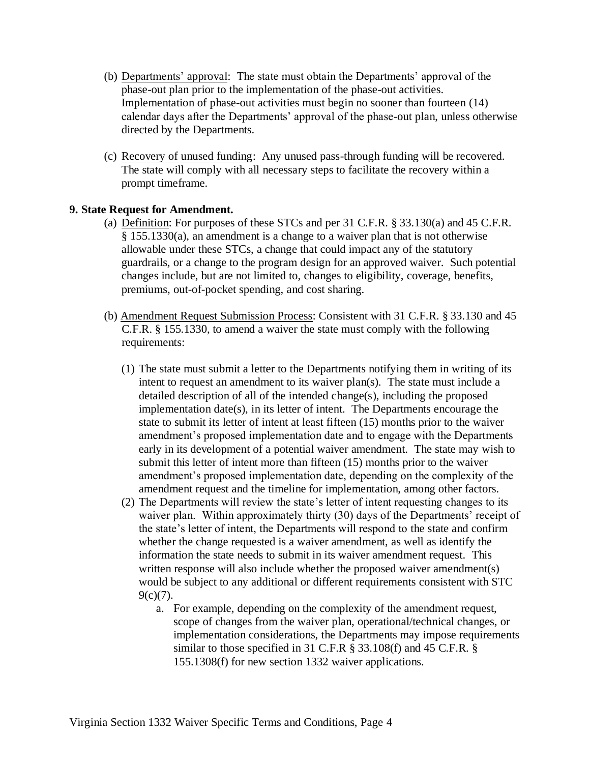(b) Departments' approval: The state must obtain the Departments' approval of the phase-out plan prior to the implementation of the phase-out activities. Implementation of phase-out activities must begin no sooner than fourteen (14) calendar days after the Departments' approval of the phase-out plan, unless otherwise directed by the Departments.

(c) Recovery of unused funding: Any unused pass-through funding will be recovered. The state will comply with all necessary steps to facilitate the recovery within a prompt timeframe.

**9. State Request for Amendment.**

(a) Definition: For purposes of these STCs and per 31 C.F.R. § 33.130(a) and 45 C.F.R. § 155.1330(a), an amendment is a change to a waiver plan that is not otherwise allowable under these STCs, a change that could impact any of the statutory guardrails, or a change to the program design for an approved waiver. Such potential changes include, but are not limited to, changes to eligibility, coverage, benefits, premiums, out-of-pocket spending, and cost sharing.

(b) Amendment Request Submission Process: Consistent with 31 C.F.R. § 33.130 and 45 C.F.R. § 155.1330, to amend a waiver the state must comply with the following requirements:

(1) The state must submit a letter to the Departments notifying them in writing of its intent to request an amendment to its waiver plan(s). The state must include a detailed description of all of the intended change(s), including the proposed implementation date(s), in its letter of intent. The Departments encourage the state to submit its letter of intent at least fifteen (15) months prior to the waiver amendment's proposed implementation date and to engage with the Departments early in its development of a potential waiver amendment. The state may wish to submit this letter of intent more than fifteen (15) months prior to the waiver amendment's proposed implementation date, depending on the complexity of the amendment request and the timeline for implementation, among other factors.

(2) The Departments will review the state's letter of intent requesting changes to its waiver plan. Within approximately thirty (30) days of the Departments' receipt of the state's letter of intent, the Departments will respond to the state and confirm whether the change requested is a waiver amendment, as well as identify the information the state needs to submit in its waiver amendment request. This written response will also include whether the proposed waiver amendment(s) would be subject to any additional or different requirements consistent with STC 9(c)(7).

a. For example, depending on the complexity of the amendment request, scope of changes from the waiver plan, operational/technical changes, or implementation considerations, the Departments may impose requirements similar to those specified in 31 C.F.R § 33.108(f) and 45 C.F.R. § 155.1308(f) for new section 1332 waiver applications.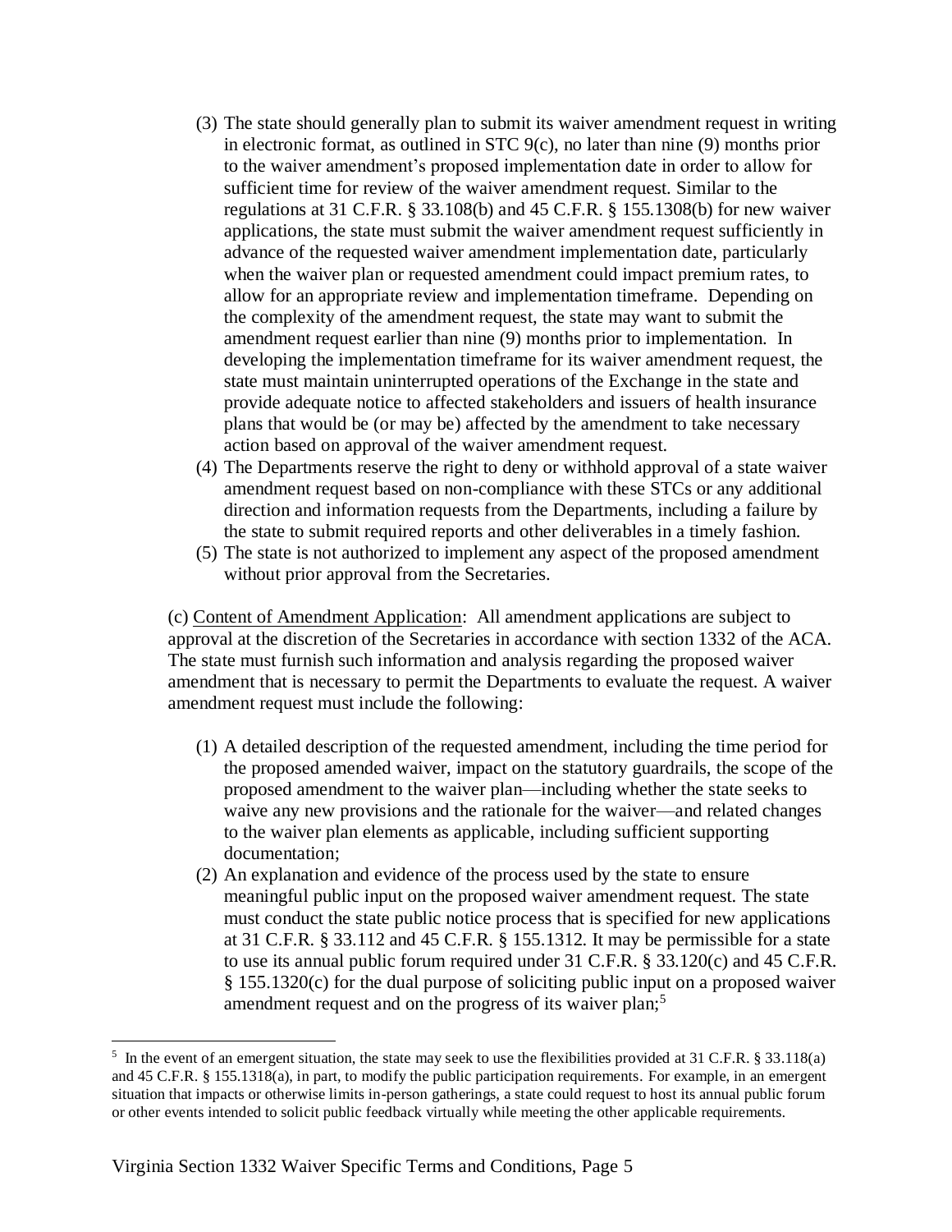(3) The state should generally plan to submit its waiver amendment request in writing in electronic format, as outlined in STC 9(c), no later than nine (9) months prior to the waiver amendment's proposed implementation date in order to allow for sufficient time for review of the waiver amendment request. Similar to the regulations at 31 C.F.R. § 33.108(b) and 45 C.F.R. § 155.1308(b) for new waiver applications, the state must submit the waiver amendment request sufficiently in advance of the requested waiver amendment implementation date, particularly when the waiver plan or requested amendment could impact premium rates, to allow for an appropriate review and implementation timeframe. Depending on the complexity of the amendment request, the state may want to submit the amendment request earlier than nine (9) months prior to implementation. In developing the implementation timeframe for its waiver amendment request, the state must maintain uninterrupted operations of the Exchange in the state and provide adequate notice to affected stakeholders and issuers of health insurance plans that would be (or may be) affected by the amendment to take necessary action based on approval of the waiver amendment request.

(4) The Departments reserve the right to deny or withhold approval of a state waiver amendment request based on non-compliance with these STCs or any additional direction and information requests from the Departments, including a failure by the state to submit required reports and other deliverables in a timely fashion.

(5) The state is not authorized to implement any aspect of the proposed amendment without prior approval from the Secretaries.

(c) Content of Amendment Application: All amendment applications are subject to approval at the discretion of the Secretaries in accordance with section 1332 of the ACA. The state must furnish such information and analysis regarding the proposed waiver amendment that is necessary to permit the Departments to evaluate the request. A waiver amendment request must include the following:

(1) A detailed description of the requested amendment, including the time period for the proposed amended waiver, impact on the statutory guardrails, the scope of the proposed amendment to the waiver plan—including whether the state seeks to waive any new provisions and the rationale for the waiver—and related changes to the waiver plan elements as applicable, including sufficient supporting documentation;

(2) An explanation and evidence of the process used by the state to ensure meaningful public input on the proposed waiver amendment request. The state must conduct the state public notice process that is specified for new applications at 31 C.F.R. § 33.112 and 45 C.F.R. § 155.1312. It may be permissible for a state to use its annual public forum required under 31 C.F.R. § 33.120(c) and 45 C.F.R. § 155.1320(c) for the dual purpose of soliciting public input on a proposed waiver amendment request and on the progress of its waiver plan;[5]

[5] In the event of an emergent situation, the state may seek to use the flexibilities provided at 31 C.F.R. § 33.118(a) and 45 C.F.R. § 155.1318(a), in part, to modify the public participation requirements. For example, in an emergent situation that impacts or otherwise limits in-person gatherings, a state could request to host its annual public forum or other events intended to solicit public feedback virtually while meeting the other applicable requirements.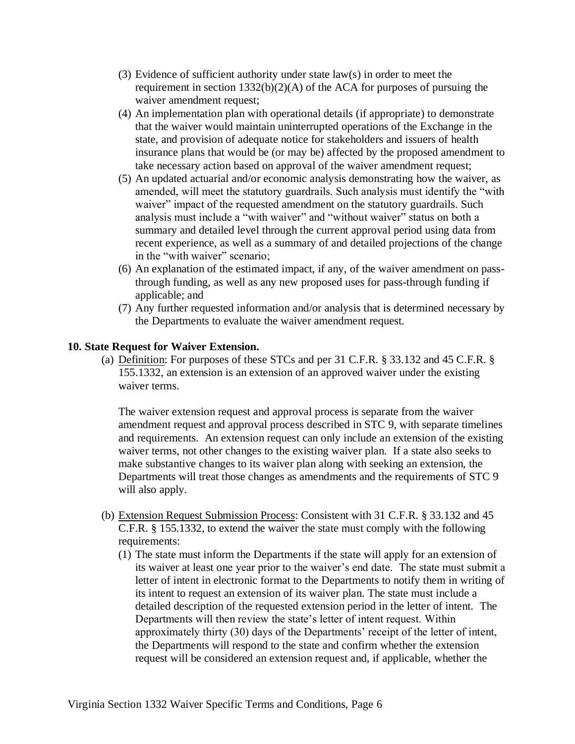(3) Evidence of sufficient authority under state law(s) in order to meet the requirement in section 1332(b)(2)(A) of the ACA for purposes of pursuing the waiver amendment request;

(4) An implementation plan with operational details (if appropriate) to demonstrate that the waiver would maintain uninterrupted operations of the Exchange in the state, and provision of adequate notice for stakeholders and issuers of health insurance plans that would be (or may be) affected by the proposed amendment to take necessary action based on approval of the waiver amendment request;

(5) An updated actuarial and/or economic analysis demonstrating how the waiver, as amended, will meet the statutory guardrails. Such analysis must identify the "with waiver" impact of the requested amendment on the statutory guardrails. Such analysis must include a "with waiver" and "without waiver" status on both a summary and detailed level through the current approval period using data from recent experience, as well as a summary of and detailed projections of the change in the "with waiver" scenario;

(6) An explanation of the estimated impact, if any, of the waiver amendment on pass-through funding, as well as any new proposed uses for pass-through funding if applicable; and

(7) Any further requested information and/or analysis that is determined necessary by the Departments to evaluate the waiver amendment request.

**10. State Request for Waiver Extension.**

(a) Definition: For purposes of these STCs and per 31 C.F.R. § 33.132 and 45 C.F.R. § 155.1332, an extension is an extension of an approved waiver under the existing waiver terms.

The waiver extension request and approval process is separate from the waiver amendment request and approval process described in STC 9, with separate timelines and requirements. An extension request can only include an extension of the existing waiver terms, not other changes to the existing waiver plan. If a state also seeks to make substantive changes to its waiver plan along with seeking an extension, the Departments will treat those changes as amendments and the requirements of STC 9 will also apply.

(b) Extension Request Submission Process: Consistent with 31 C.F.R. § 33.132 and 45 C.F.R. § 155.1332, to extend the waiver the state must comply with the following requirements:

(1) The state must inform the Departments if the state will apply for an extension of its waiver at least one year prior to the waiver's end date. The state must submit a letter of intent in electronic format to the Departments to notify them in writing of its intent to request an extension of its waiver plan. The state must include a detailed description of the requested extension period in the letter of intent. The Departments will then review the state's letter of intent request. Within approximately thirty (30) days of the Departments' receipt of the letter of intent, the Departments will respond to the state and confirm whether the extension request will be considered an extension request and, if applicable, whether the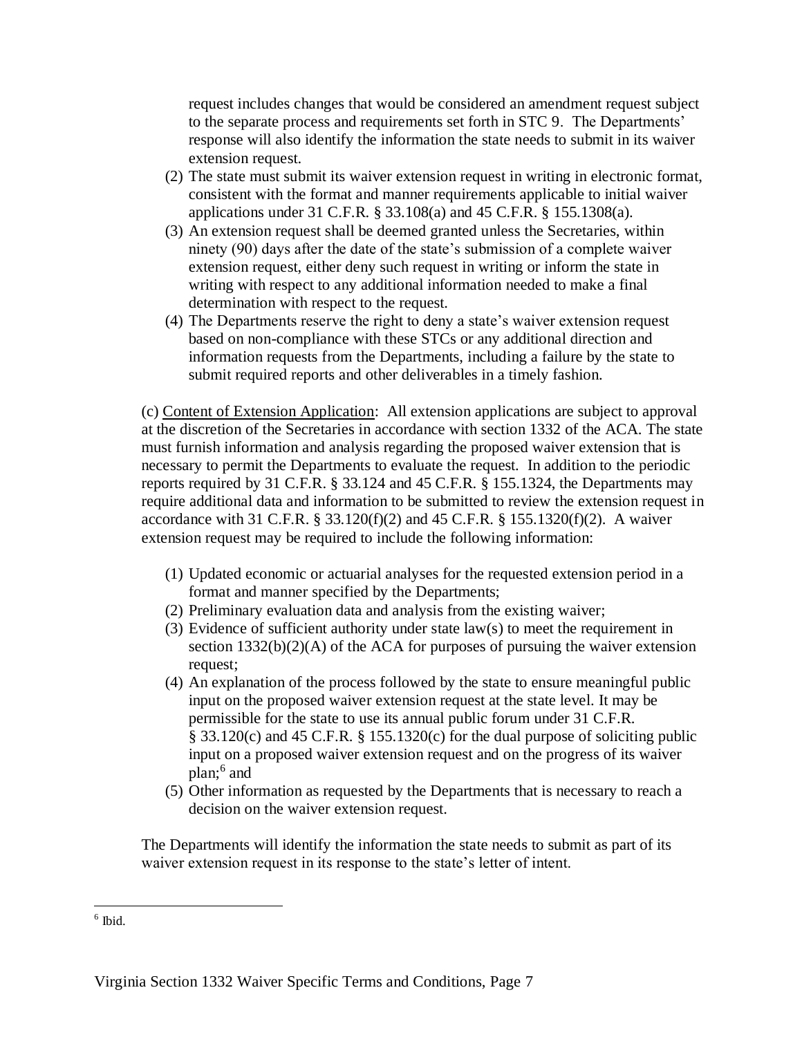request includes changes that would be considered an amendment request subject to the separate process and requirements set forth in STC 9. The Departments' response will also identify the information the state needs to submit in its waiver extension request.

(2) The state must submit its waiver extension request in writing in electronic format, consistent with the format and manner requirements applicable to initial waiver applications under 31 C.F.R. § 33.108(a) and 45 C.F.R. § 155.1308(a).

(3) An extension request shall be deemed granted unless the Secretaries, within ninety (90) days after the date of the state's submission of a complete waiver extension request, either deny such request in writing or inform the state in writing with respect to any additional information needed to make a final determination with respect to the request.

(4) The Departments reserve the right to deny a state's waiver extension request based on non-compliance with these STCs or any additional direction and information requests from the Departments, including a failure by the state to submit required reports and other deliverables in a timely fashion.

(c) Content of Extension Application: All extension applications are subject to approval at the discretion of the Secretaries in accordance with section 1332 of the ACA. The state must furnish information and analysis regarding the proposed waiver extension that is necessary to permit the Departments to evaluate the request. In addition to the periodic reports required by 31 C.F.R. § 33.124 and 45 C.F.R. § 155.1324, the Departments may require additional data and information to be submitted to review the extension request in accordance with 31 C.F.R. § 33.120(f)(2) and 45 C.F.R. § 155.1320(f)(2). A waiver extension request may be required to include the following information:

(1) Updated economic or actuarial analyses for the requested extension period in a format and manner specified by the Departments;
(2) Preliminary evaluation data and analysis from the existing waiver;
(3) Evidence of sufficient authority under state law(s) to meet the requirement in section 1332(b)(2)(A) of the ACA for purposes of pursuing the waiver extension request;
(4) An explanation of the process followed by the state to ensure meaningful public input on the proposed waiver extension request at the state level. It may be permissible for the state to use its annual public forum under 31 C.F.R. § 33.120(c) and 45 C.F.R. § 155.1320(c) for the dual purpose of soliciting public input on a proposed waiver extension request and on the progress of its waiver plan;[6] and
(5) Other information as requested by the Departments that is necessary to reach a decision on the waiver extension request.

The Departments will identify the information the state needs to submit as part of its waiver extension request in its response to the state's letter of intent.

[6] Ibid.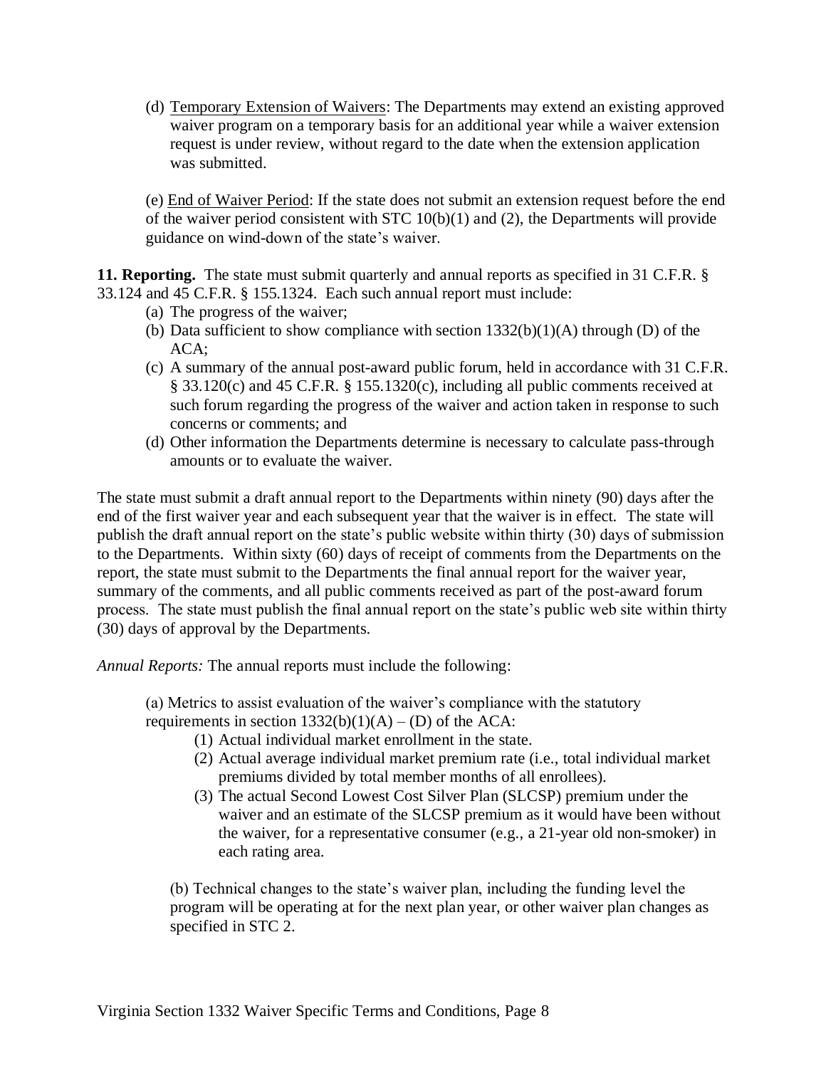(d) Temporary Extension of Waivers: The Departments may extend an existing approved waiver program on a temporary basis for an additional year while a waiver extension request is under review, without regard to the date when the extension application was submitted.

(e) End of Waiver Period: If the state does not submit an extension request before the end of the waiver period consistent with STC 10(b)(1) and (2), the Departments will provide guidance on wind-down of the state's waiver.

**11. Reporting.** The state must submit quarterly and annual reports as specified in 31 C.F.R. § 33.124 and 45 C.F.R. § 155.1324. Each such annual report must include:

(a) The progress of the waiver;
(b) Data sufficient to show compliance with section 1332(b)(1)(A) through (D) of the ACA;
(c) A summary of the annual post-award public forum, held in accordance with 31 C.F.R. § 33.120(c) and 45 C.F.R. § 155.1320(c), including all public comments received at such forum regarding the progress of the waiver and action taken in response to such concerns or comments; and
(d) Other information the Departments determine is necessary to calculate pass-through amounts or to evaluate the waiver.

The state must submit a draft annual report to the Departments within ninety (90) days after the end of the first waiver year and each subsequent year that the waiver is in effect. The state will publish the draft annual report on the state's public website within thirty (30) days of submission to the Departments. Within sixty (60) days of receipt of comments from the Departments on the report, the state must submit to the Departments the final annual report for the waiver year, summary of the comments, and all public comments received as part of the post-award forum process. The state must publish the final annual report on the state's public web site within thirty (30) days of approval by the Departments.

*Annual Reports:* The annual reports must include the following:

(a) Metrics to assist evaluation of the waiver's compliance with the statutory requirements in section 1332(b)(1)(A) – (D) of the ACA:

(1) Actual individual market enrollment in the state.
(2) Actual average individual market premium rate (i.e., total individual market premiums divided by total member months of all enrollees).
(3) The actual Second Lowest Cost Silver Plan (SLCSP) premium under the waiver and an estimate of the SLCSP premium as it would have been without the waiver, for a representative consumer (e.g., a 21-year old non-smoker) in each rating area.

(b) Technical changes to the state's waiver plan, including the funding level the program will be operating at for the next plan year, or other waiver plan changes as specified in STC 2.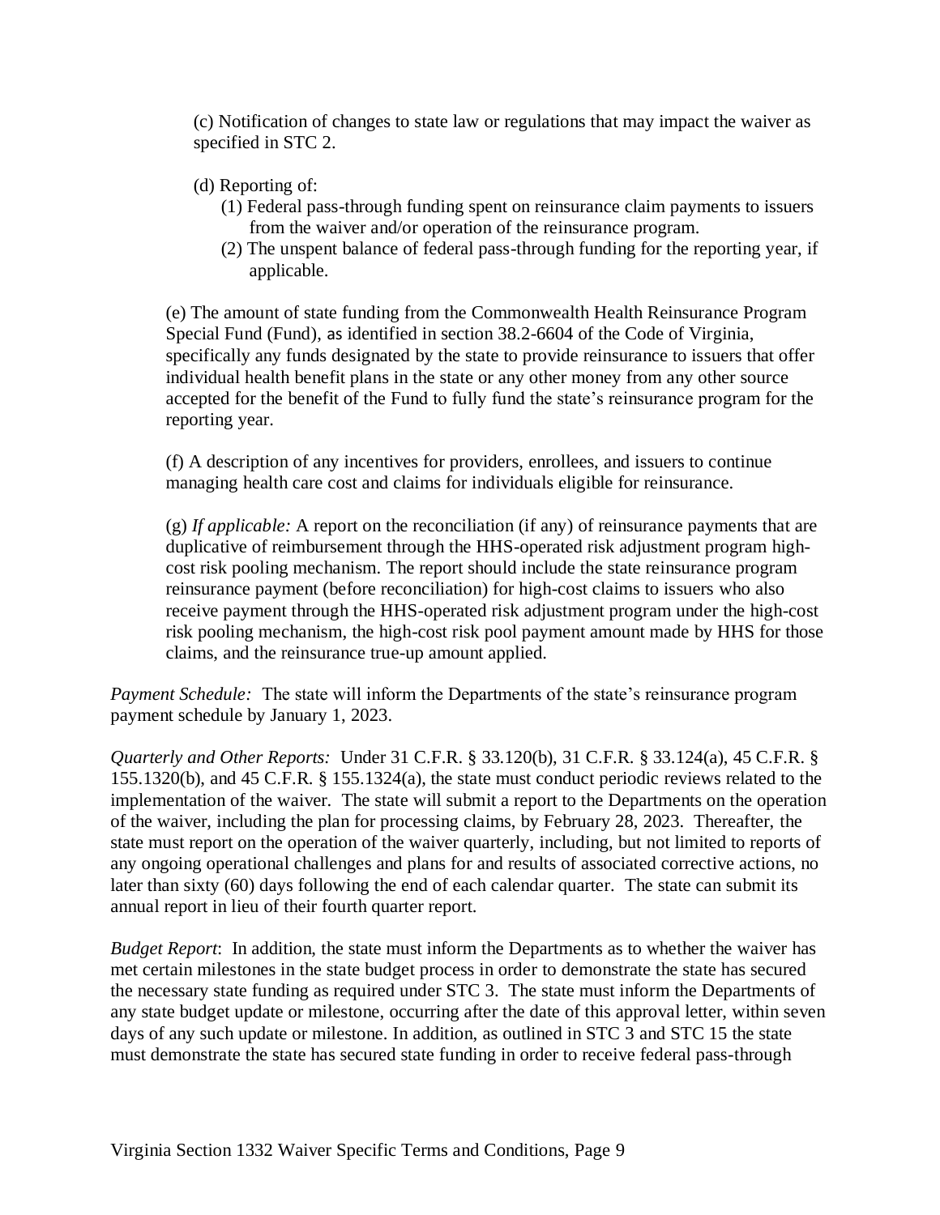(c) Notification of changes to state law or regulations that may impact the waiver as specified in STC 2.

(d) Reporting of:

(1) Federal pass-through funding spent on reinsurance claim payments to issuers from the waiver and/or operation of the reinsurance program.

(2) The unspent balance of federal pass-through funding for the reporting year, if applicable.

(e) The amount of state funding from the Commonwealth Health Reinsurance Program Special Fund (Fund), as identified in section 38.2-6604 of the Code of Virginia, specifically any funds designated by the state to provide reinsurance to issuers that offer individual health benefit plans in the state or any other money from any other source accepted for the benefit of the Fund to fully fund the state's reinsurance program for the reporting year.

(f) A description of any incentives for providers, enrollees, and issuers to continue managing health care cost and claims for individuals eligible for reinsurance.

(g) *If applicable:* A report on the reconciliation (if any) of reinsurance payments that are duplicative of reimbursement through the HHS-operated risk adjustment program high-cost risk pooling mechanism. The report should include the state reinsurance program reinsurance payment (before reconciliation) for high-cost claims to issuers who also receive payment through the HHS-operated risk adjustment program under the high-cost risk pooling mechanism, the high-cost risk pool payment amount made by HHS for those claims, and the reinsurance true-up amount applied.

*Payment Schedule:* The state will inform the Departments of the state's reinsurance program payment schedule by January 1, 2023.

*Quarterly and Other Reports:* Under 31 C.F.R. § 33.120(b), 31 C.F.R. § 33.124(a), 45 C.F.R. § 155.1320(b), and 45 C.F.R. § 155.1324(a), the state must conduct periodic reviews related to the implementation of the waiver. The state will submit a report to the Departments on the operation of the waiver, including the plan for processing claims, by February 28, 2023. Thereafter, the state must report on the operation of the waiver quarterly, including, but not limited to reports of any ongoing operational challenges and plans for and results of associated corrective actions, no later than sixty (60) days following the end of each calendar quarter. The state can submit its annual report in lieu of their fourth quarter report.

*Budget Report*: In addition, the state must inform the Departments as to whether the waiver has met certain milestones in the state budget process in order to demonstrate the state has secured the necessary state funding as required under STC 3. The state must inform the Departments of any state budget update or milestone, occurring after the date of this approval letter, within seven days of any such update or milestone. In addition, as outlined in STC 3 and STC 15 the state must demonstrate the state has secured state funding in order to receive federal pass-through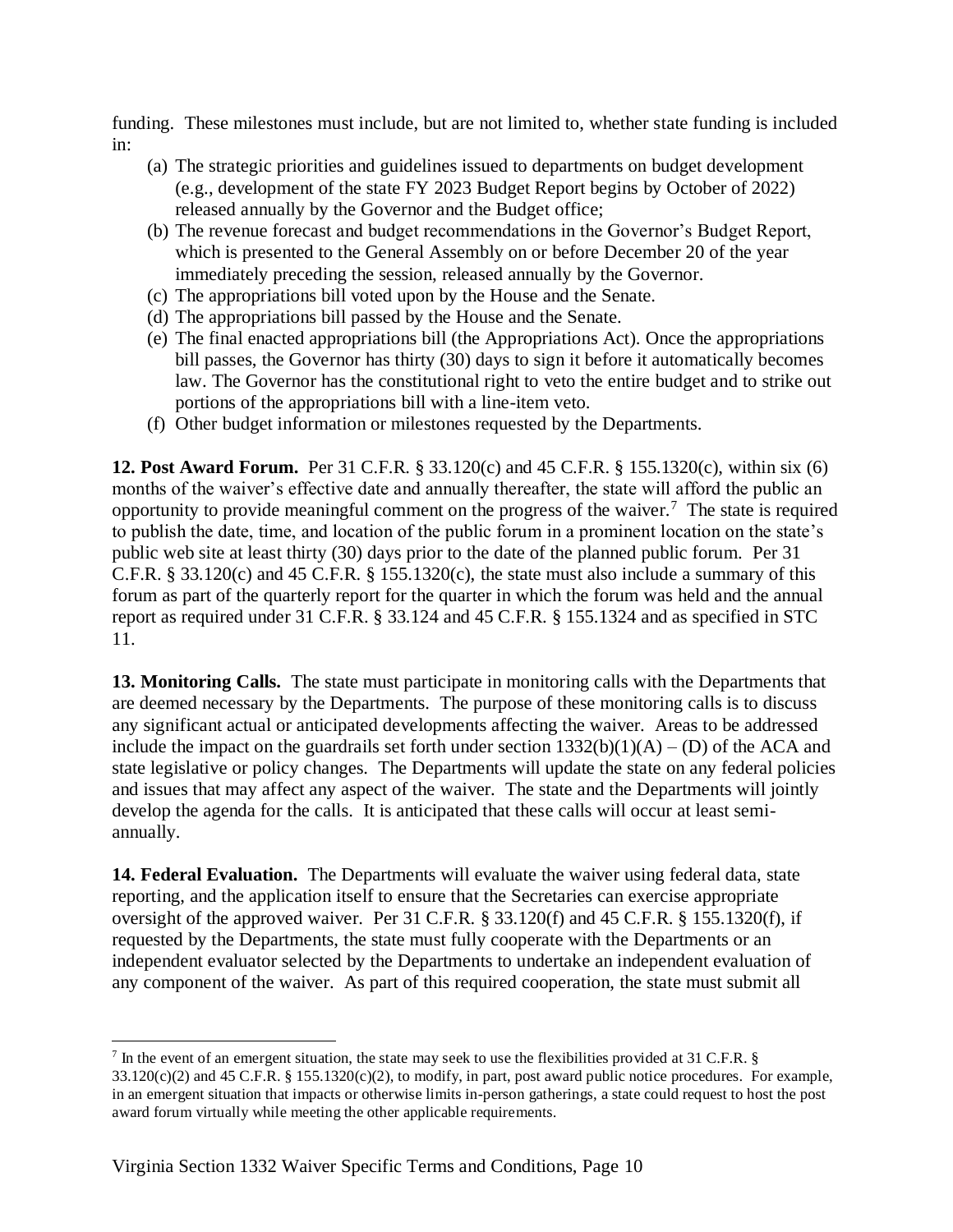funding. These milestones must include, but are not limited to, whether state funding is included in:

(a) The strategic priorities and guidelines issued to departments on budget development (e.g., development of the state FY 2023 Budget Report begins by October of 2022) released annually by the Governor and the Budget office;
(b) The revenue forecast and budget recommendations in the Governor's Budget Report, which is presented to the General Assembly on or before December 20 of the year immediately preceding the session, released annually by the Governor.
(c) The appropriations bill voted upon by the House and the Senate.
(d) The appropriations bill passed by the House and the Senate.
(e) The final enacted appropriations bill (the Appropriations Act). Once the appropriations bill passes, the Governor has thirty (30) days to sign it before it automatically becomes law. The Governor has the constitutional right to veto the entire budget and to strike out portions of the appropriations bill with a line-item veto.
(f) Other budget information or milestones requested by the Departments.

**12. Post Award Forum.** Per 31 C.F.R. § 33.120(c) and 45 C.F.R. § 155.1320(c), within six (6) months of the waiver's effective date and annually thereafter, the state will afford the public an opportunity to provide meaningful comment on the progress of the waiver.[7] The state is required to publish the date, time, and location of the public forum in a prominent location on the state's public web site at least thirty (30) days prior to the date of the planned public forum. Per 31 C.F.R. § 33.120(c) and 45 C.F.R. § 155.1320(c), the state must also include a summary of this forum as part of the quarterly report for the quarter in which the forum was held and the annual report as required under 31 C.F.R. § 33.124 and 45 C.F.R. § 155.1324 and as specified in STC 11.

**13. Monitoring Calls.** The state must participate in monitoring calls with the Departments that are deemed necessary by the Departments. The purpose of these monitoring calls is to discuss any significant actual or anticipated developments affecting the waiver. Areas to be addressed include the impact on the guardrails set forth under section 1332(b)(1)(A) – (D) of the ACA and state legislative or policy changes. The Departments will update the state on any federal policies and issues that may affect any aspect of the waiver. The state and the Departments will jointly develop the agenda for the calls. It is anticipated that these calls will occur at least semi-annually.

**14. Federal Evaluation.** The Departments will evaluate the waiver using federal data, state reporting, and the application itself to ensure that the Secretaries can exercise appropriate oversight of the approved waiver. Per 31 C.F.R. § 33.120(f) and 45 C.F.R. § 155.1320(f), if requested by the Departments, the state must fully cooperate with the Departments or an independent evaluator selected by the Departments to undertake an independent evaluation of any component of the waiver. As part of this required cooperation, the state must submit all

[7] In the event of an emergent situation, the state may seek to use the flexibilities provided at 31 C.F.R. § 33.120(c)(2) and 45 C.F.R. § 155.1320(c)(2), to modify, in part, post award public notice procedures. For example, in an emergent situation that impacts or otherwise limits in-person gatherings, a state could request to host the post award forum virtually while meeting the other applicable requirements.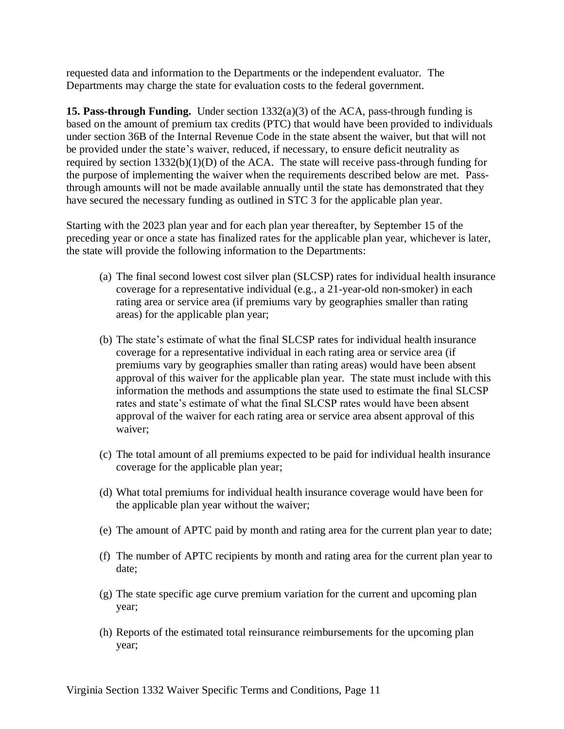requested data and information to the Departments or the independent evaluator. The Departments may charge the state for evaluation costs to the federal government.

**15. Pass-through Funding.** Under section 1332(a)(3) of the ACA, pass-through funding is based on the amount of premium tax credits (PTC) that would have been provided to individuals under section 36B of the Internal Revenue Code in the state absent the waiver, but that will not be provided under the state's waiver, reduced, if necessary, to ensure deficit neutrality as required by section 1332(b)(1)(D) of the ACA. The state will receive pass-through funding for the purpose of implementing the waiver when the requirements described below are met. Pass-through amounts will not be made available annually until the state has demonstrated that they have secured the necessary funding as outlined in STC 3 for the applicable plan year.

Starting with the 2023 plan year and for each plan year thereafter, by September 15 of the preceding year or once a state has finalized rates for the applicable plan year, whichever is later, the state will provide the following information to the Departments:

(a) The final second lowest cost silver plan (SLCSP) rates for individual health insurance coverage for a representative individual (e.g., a 21-year-old non-smoker) in each rating area or service area (if premiums vary by geographies smaller than rating areas) for the applicable plan year;

(b) The state's estimate of what the final SLCSP rates for individual health insurance coverage for a representative individual in each rating area or service area (if premiums vary by geographies smaller than rating areas) would have been absent approval of this waiver for the applicable plan year. The state must include with this information the methods and assumptions the state used to estimate the final SLCSP rates and state's estimate of what the final SLCSP rates would have been absent approval of the waiver for each rating area or service area absent approval of this waiver;

(c) The total amount of all premiums expected to be paid for individual health insurance coverage for the applicable plan year;

(d) What total premiums for individual health insurance coverage would have been for the applicable plan year without the waiver;

(e) The amount of APTC paid by month and rating area for the current plan year to date;

(f) The number of APTC recipients by month and rating area for the current plan year to date;

(g) The state specific age curve premium variation for the current and upcoming plan year;

(h) Reports of the estimated total reinsurance reimbursements for the upcoming plan year;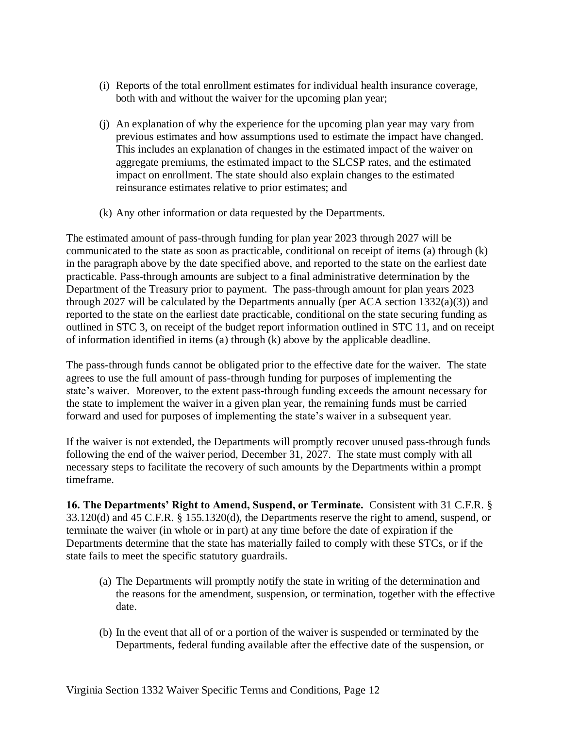(i) Reports of the total enrollment estimates for individual health insurance coverage, both with and without the waiver for the upcoming plan year;

(j) An explanation of why the experience for the upcoming plan year may vary from previous estimates and how assumptions used to estimate the impact have changed. This includes an explanation of changes in the estimated impact of the waiver on aggregate premiums, the estimated impact to the SLCSP rates, and the estimated impact on enrollment. The state should also explain changes to the estimated reinsurance estimates relative to prior estimates; and

(k) Any other information or data requested by the Departments.

The estimated amount of pass-through funding for plan year 2023 through 2027 will be communicated to the state as soon as practicable, conditional on receipt of items (a) through (k) in the paragraph above by the date specified above, and reported to the state on the earliest date practicable. Pass-through amounts are subject to a final administrative determination by the Department of the Treasury prior to payment. The pass-through amount for plan years 2023 through 2027 will be calculated by the Departments annually (per ACA section 1332(a)(3)) and reported to the state on the earliest date practicable, conditional on the state securing funding as outlined in STC 3, on receipt of the budget report information outlined in STC 11, and on receipt of information identified in items (a) through (k) above by the applicable deadline.

The pass-through funds cannot be obligated prior to the effective date for the waiver. The state agrees to use the full amount of pass-through funding for purposes of implementing the state's waiver. Moreover, to the extent pass-through funding exceeds the amount necessary for the state to implement the waiver in a given plan year, the remaining funds must be carried forward and used for purposes of implementing the state's waiver in a subsequent year.

If the waiver is not extended, the Departments will promptly recover unused pass-through funds following the end of the waiver period, December 31, 2027. The state must comply with all necessary steps to facilitate the recovery of such amounts by the Departments within a prompt timeframe.

**16. The Departments' Right to Amend, Suspend, or Terminate.** Consistent with 31 C.F.R. § 33.120(d) and 45 C.F.R. § 155.1320(d), the Departments reserve the right to amend, suspend, or terminate the waiver (in whole or in part) at any time before the date of expiration if the Departments determine that the state has materially failed to comply with these STCs, or if the state fails to meet the specific statutory guardrails.

(a) The Departments will promptly notify the state in writing of the determination and the reasons for the amendment, suspension, or termination, together with the effective date.

(b) In the event that all of or a portion of the waiver is suspended or terminated by the Departments, federal funding available after the effective date of the suspension, or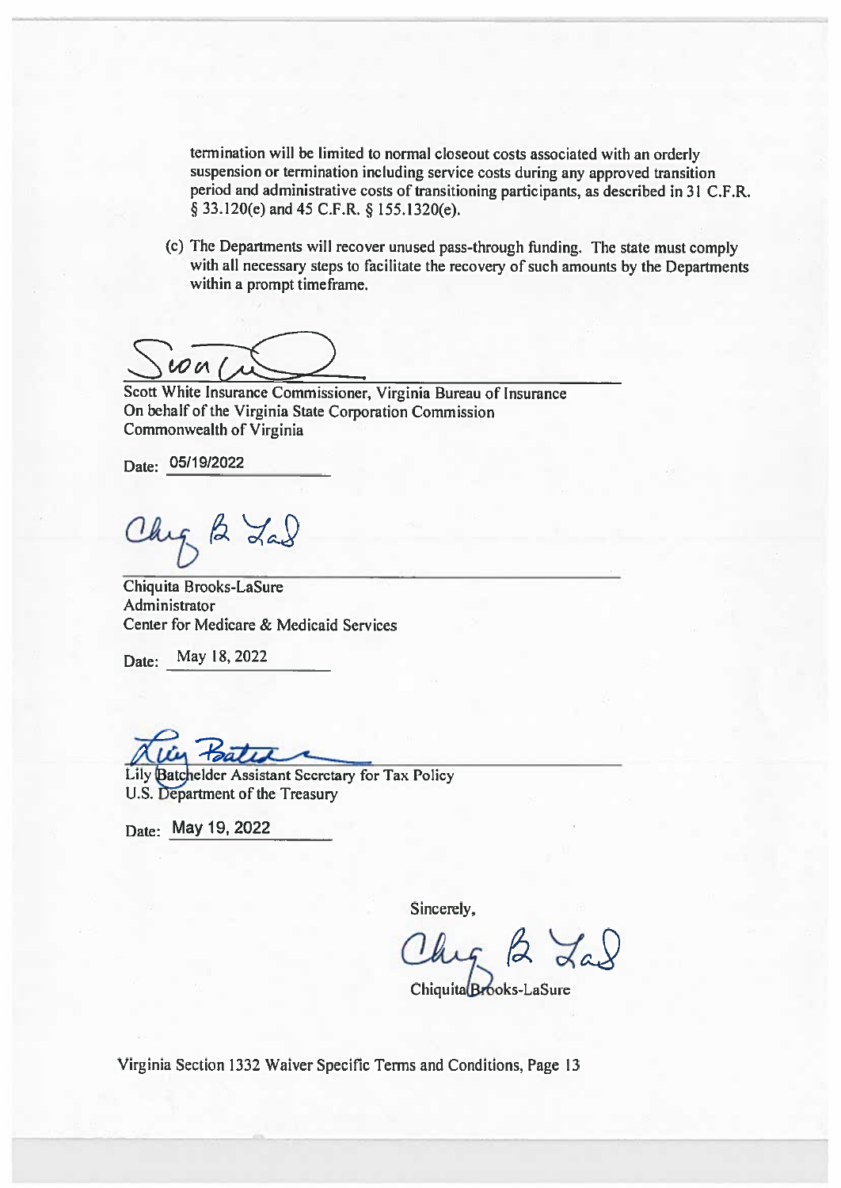termination will be limited to normal closeout costs associated with an orderly suspension or termination including service costs during any approved transition period and administrative costs of transitioning participants, as described in 31 C.F.R. § 33.120(e) and 45 C.F.R. § 155.1320(e).

(c) The Departments will recover unused pass-through funding. The state must comply with all necessary steps to facilitate the recovery of such amounts by the Departments within a prompt timeframe.

Scott White Insurance Commissioner, Virginia Bureau of Insurance
On behalf of the Virginia State Corporation Commission
Commonwealth of Virginia

Date: 05/19/2022

Chiquita Brooks-LaSure
Administrator
Center for Medicare & Medicaid Services

Date: May 18, 2022

Lily Batchelder Assistant Secretary for Tax Policy
U.S. Department of the Treasury

Date: May 19, 2022

Sincerely,

Chiquita Brooks-LaSure

Virginia Section 1332 Waiver Specific Terms and Conditions, Page 13